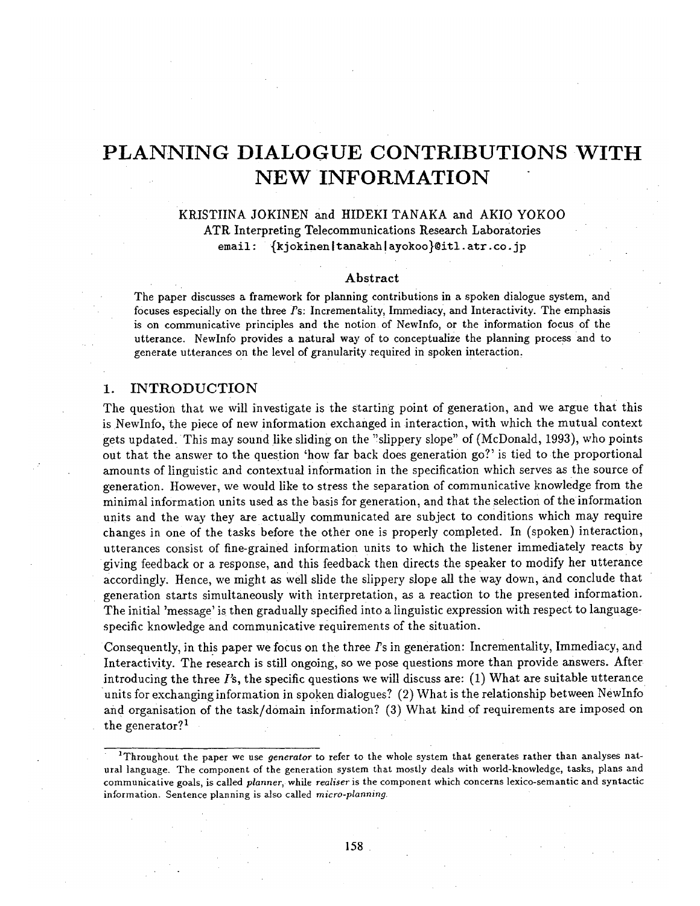# PLANNING DIALOGUE CONTRIBUTIONS WITH NEW INFORMATION

KRISTIINA JOKINEN and HIDEKI TANAKA and AKIO YOKOO
ATR Interpreting Telecommunications Research Laboratories
email: {kjokinen|tanakah|ayokoo}@itl.atr.co.jp

### Abstract

The paper discusses a framework for planning contributions in a spoken dialogue system, and focuses especially on the three *I*'s: Incrementality, Immediacy, and Interactivity. The emphasis is on communicative principles and the notion of NewInfo, or the information focus of the utterance. NewInfo provides a natural way of to conceptualize the planning process and to generate utterances on the level of granularity required in spoken interaction.

## 1. INTRODUCTION

The question that we will investigate is the starting point of generation, and we argue that this is NewInfo, the piece of new information exchanged in interaction, with which the mutual context gets updated. This may sound like sliding on the "slippery slope" of (McDonald, 1993), who points out that the answer to the question 'how far back does generation go?' is tied to the proportional amounts of linguistic and contextual information in the specification which serves as the source of generation. However, we would like to stress the separation of communicative knowledge from the minimal information units used as the basis for generation, and that the selection of the information units and the way they are actually communicated are subject to conditions which may require changes in one of the tasks before the other one is properly completed. In (spoken) interaction, utterances consist of fine-grained information units to which the listener immediately reacts by giving feedback or a response, and this feedback then directs the speaker to modify her utterance accordingly. Hence, we might as well slide the slippery slope all the way down, and conclude that generation starts simultaneously with interpretation, as a reaction to the presented information. The initial 'message' is then gradually specified into a linguistic expression with respect to language-specific knowledge and communicative requirements of the situation.

Consequently, in this paper we focus on the three *I*'s in generation: Incrementality, Immediacy, and Interactivity. The research is still ongoing, so we pose questions more than provide answers. After introducing the three *I*'s, the specific questions we will discuss are: (1) What are suitable utterance units for exchanging information in spoken dialogues? (2) What is the relationship between NewInfo and organisation of the task/domain information? (3) What kind of requirements are imposed on the generator?[1]

[1] Throughout the paper we use *generator* to refer to the whole system that generates rather than analyses natural language. The component of the generation system that mostly deals with world-knowledge, tasks, plans and communicative goals, is called *planner*, while *realiser* is the component which concerns lexico-semantic and syntactic information. Sentence planning is also called *micro-planning*.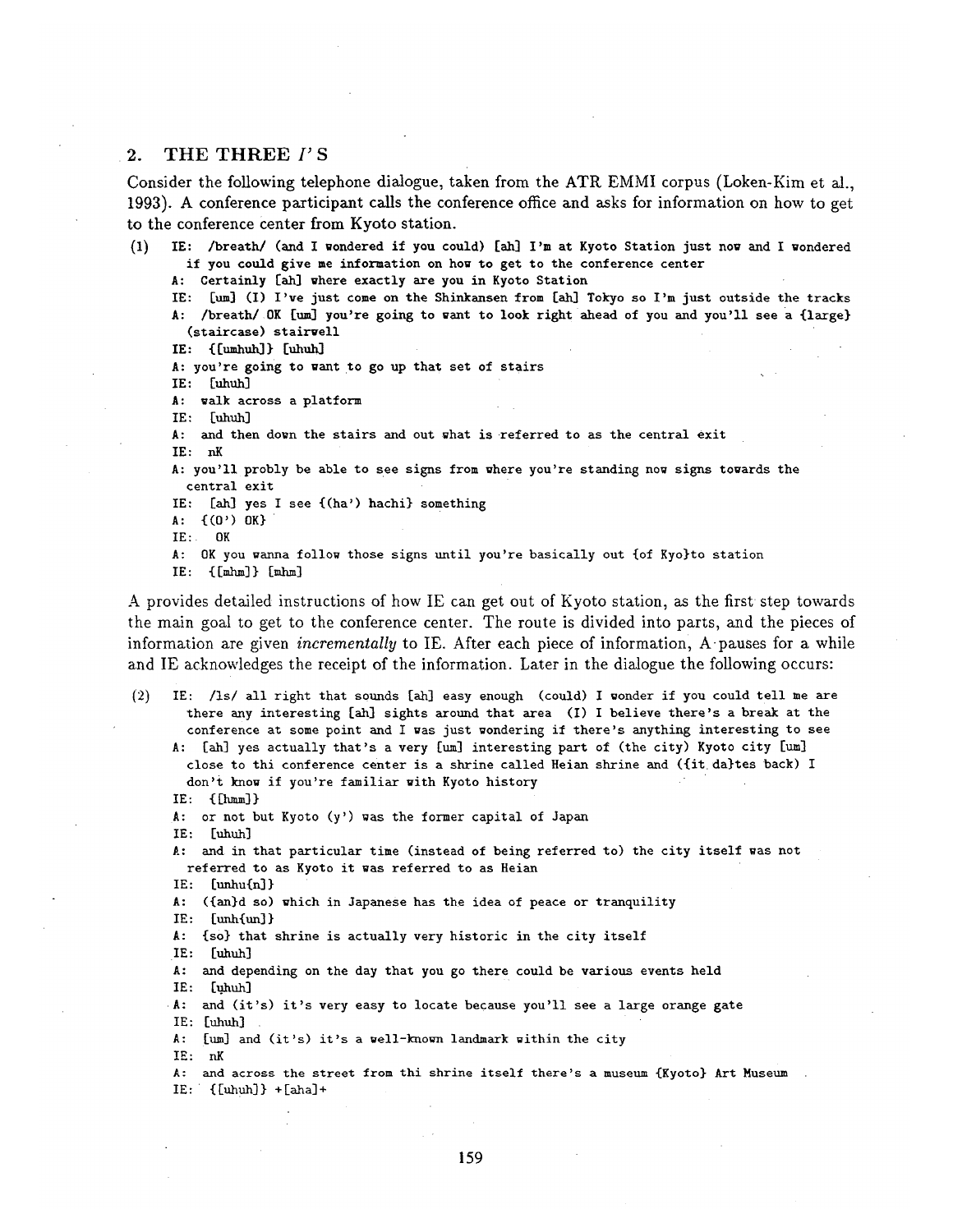## 2. THE THREE *I*'S

Consider the following telephone dialogue, taken from the ATR EMMI corpus (Loken-Kim et al., 1993). A conference participant calls the conference office and asks for information on how to get to the conference center from Kyoto station.

```
(1)  IE: /breath/ (and I wondered if you could) [ah] I'm at Kyoto Station just now and I wondered
       if you could give me information on how to get to the conference center
     A: Certainly [ah] where exactly are you in Kyoto Station
     IE: [um] (I) I've just come on the Shinkansen from [ah] Tokyo so I'm just outside the tracks
     A: /breath/ OK [um] you're going to want to look right ahead of you and you'll see a {large}
       (staircase) stairwell
     IE: {[umhuh]} [uhuh]
     A: you're going to want to go up that set of stairs
     IE: [uhuh]
     A: walk across a platform
     IE: [uhuh]
     A: and then down the stairs and out what is referred to as the central exit
     IE: nK
     A: you'll probly be able to see signs from where you're standing now signs towards the
       central exit
     IE: [ah] yes I see {(ha') hachi} something
     A: {(O') OK}
     IE: OK
     A: OK you wanna follow those signs until you're basically out {of Kyo}to station
     IE: {[mhm]} [mhm]
```

A provides detailed instructions of how IE can get out of Kyoto station, as the first step towards the main goal to get to the conference center. The route is divided into parts, and the pieces of information are given *incrementally* to IE. After each piece of information, A pauses for a while and IE acknowledges the receipt of the information. Later in the dialogue the following occurs:

```
(2)  IE: /ls/ all right that sounds [ah] easy enough (could) I wonder if you could tell me are
       there any interesting [ah] sights around that area (I) I believe there's a break at the
       conference at some point and I was just wondering if there's anything interesting to see
     A: [ah] yes actually that's a very [um] interesting part of (the city) Kyoto city [um]
       close to thi conference center is a shrine called Heian shrine and ({it da}tes back) I
       don't know if you're familiar with Kyoto history
     IE: {[hmm]}
     A: or not but Kyoto (y') was the former capital of Japan
     IE: [uhuh]
     A: and in that particular time (instead of being referred to) the city itself was not
       referred to as Kyoto it was referred to as Heian
     IE: [unhu{n]}
     A: ({an}d so) which in Japanese has the idea of peace or tranquility
     IE: [unh{un]}
     A: {so} that shrine is actually very historic in the city itself
     IE: [uhuh]
     A: and depending on the day that you go there could be various events held
     IE: [uhuh]
     A: and (it's) it's very easy to locate because you'll see a large orange gate
     IE: [uhuh]
     A: [um] and (it's) it's a well-known landmark within the city
     IE: nK
     A: and across the street from thi shrine itself there's a museum {Kyoto} Art Museum
     IE: {[uhuh]} +[aha]+
```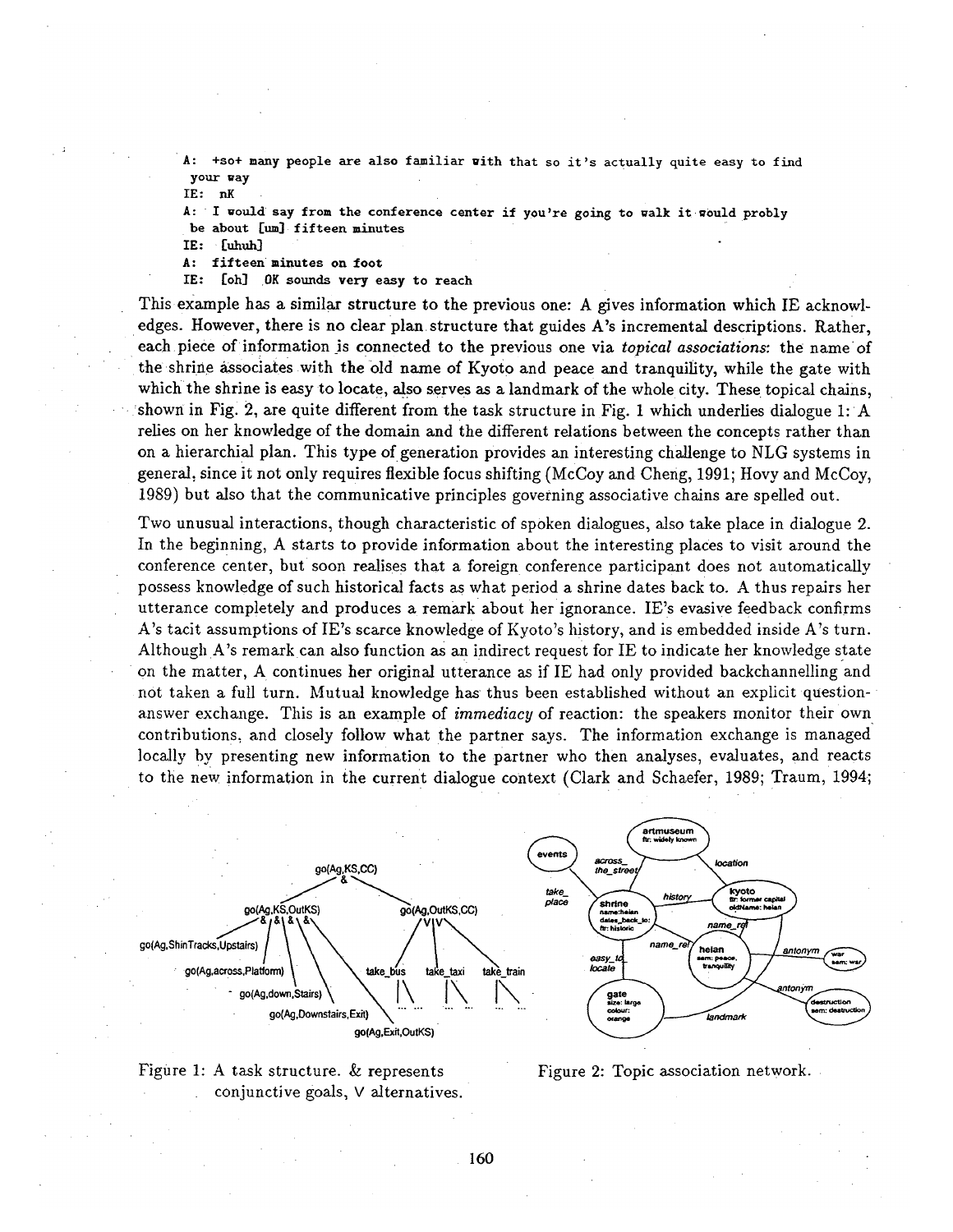```
A: +so+ many people are also familiar with that so it's actually quite easy to find
 your way
IE: nK
A: I would say from the conference center if you're going to walk it would probly
 be about [um] fifteen minutes
IE: [uhuh]
A: fifteen minutes on foot
IE: [oh] OK sounds very easy to reach
```

This example has a similar structure to the previous one: A gives information which IE acknowledges. However, there is no clear plan structure that guides A's incremental descriptions. Rather, each piece of information is connected to the previous one via *topical associations*: the name of the shrine associates with the old name of Kyoto and peace and tranquility, while the gate with which the shrine is easy to locate, also serves as a landmark of the whole city. These topical chains, shown in Fig. 2, are quite different from the task structure in Fig. 1 which underlies dialogue 1: A relies on her knowledge of the domain and the different relations between the concepts rather than on a hierarchial plan. This type of generation provides an interesting challenge to NLG systems in general, since it not only requires flexible focus shifting (McCoy and Cheng, 1991; Hovy and McCoy, 1989) but also that the communicative principles governing associative chains are spelled out.

Two unusual interactions, though characteristic of spoken dialogues, also take place in dialogue 2. In the beginning, A starts to provide information about the interesting places to visit around the conference center, but soon realises that a foreign conference participant does not automatically possess knowledge of such historical facts as what period a shrine dates back to. A thus repairs her utterance completely and produces a remark about her ignorance. IE's evasive feedback confirms A's tacit assumptions of IE's scarce knowledge of Kyoto's history, and is embedded inside A's turn. Although A's remark can also function as an indirect request for IE to indicate her knowledge state on the matter, A continues her original utterance as if IE had only provided backchannelling and not taken a full turn. Mutual knowledge has thus been established without an explicit question-answer exchange. This is an example of *immediacy* of reaction: the speakers monitor their own contributions, and closely follow what the partner says. The information exchange is managed locally by presenting new information to the partner who then analyses, evaluates, and reacts to the new information in the current dialogue context (Clark and Schaefer, 1989; Traum, 1994;

Figure 1: A task structure. & represents conjunctive goals, ∨ alternatives.

Figure 2: Topic association network.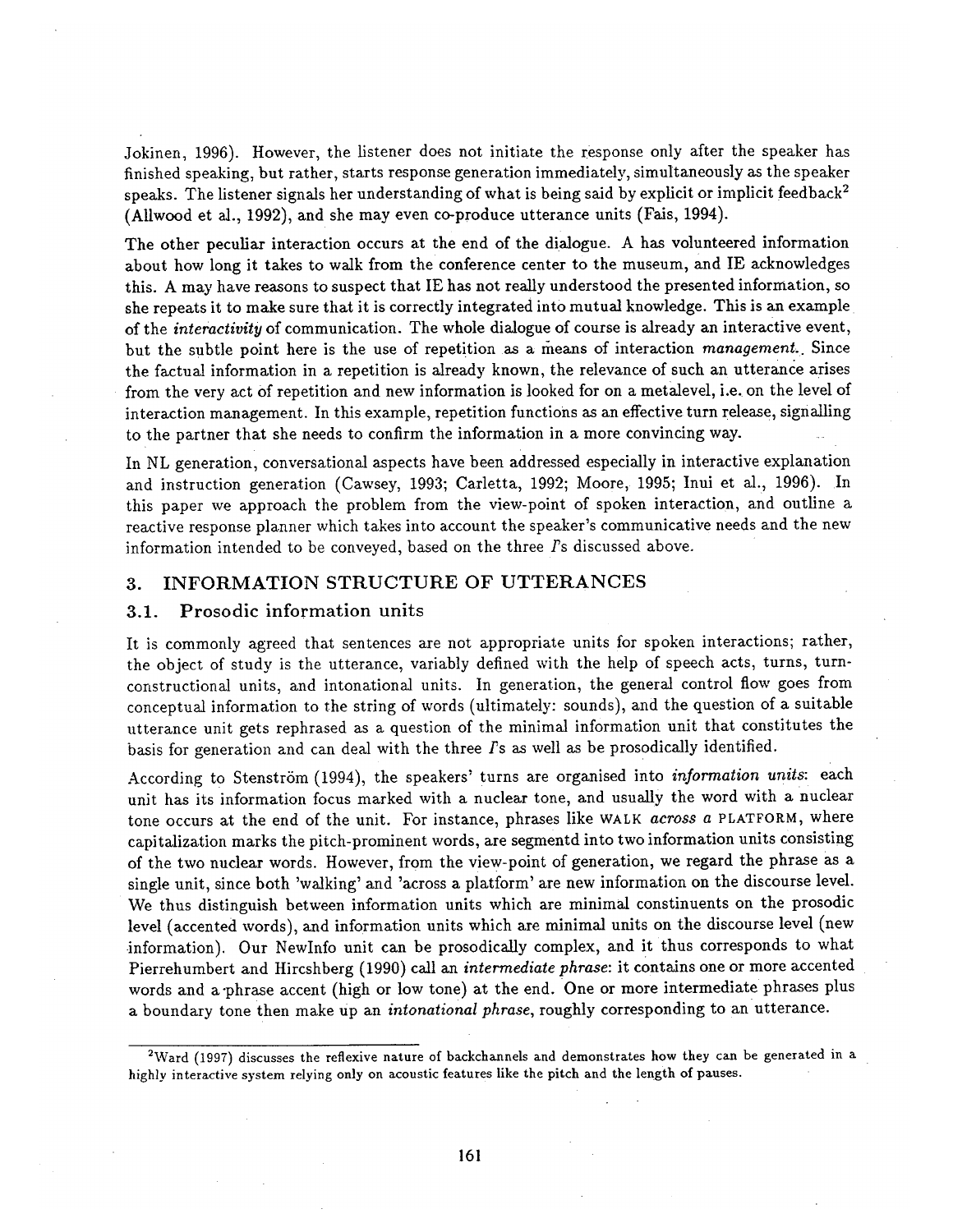Jokinen, 1996). However, the listener does not initiate the response only after the speaker has finished speaking, but rather, starts response generation immediately, simultaneously as the speaker speaks. The listener signals her understanding of what is being said by explicit or implicit feedback[2] (Allwood et al., 1992), and she may even co-produce utterance units (Fais, 1994).

The other peculiar interaction occurs at the end of the dialogue. A has volunteered information about how long it takes to walk from the conference center to the museum, and IE acknowledges this. A may have reasons to suspect that IE has not really understood the presented information, so she repeats it to make sure that it is correctly integrated into mutual knowledge. This is an example of the *interactivity* of communication. The whole dialogue of course is already an interactive event, but the subtle point here is the use of repetition as a means of interaction *management*. Since the factual information in a repetition is already known, the relevance of such an utterance arises from the very act of repetition and new information is looked for on a metalevel, i.e. on the level of interaction management. In this example, repetition functions as an effective turn release, signalling to the partner that she needs to confirm the information in a more convincing way.

In NL generation, conversational aspects have been addressed especially in interactive explanation and instruction generation (Cawsey, 1993; Carletta, 1992; Moore, 1995; Inui et al., 1996). In this paper we approach the problem from the view-point of spoken interaction, and outline a reactive response planner which takes into account the speaker's communicative needs and the new information intended to be conveyed, based on the three *I*'s discussed above.

## 3. INFORMATION STRUCTURE OF UTTERANCES

### 3.1. Prosodic information units

It is commonly agreed that sentences are not appropriate units for spoken interactions; rather, the object of study is the utterance, variably defined with the help of speech acts, turns, turn-constructional units, and intonational units. In generation, the general control flow goes from conceptual information to the string of words (ultimately: sounds), and the question of a suitable utterance unit gets rephrased as a question of the minimal information unit that constitutes the basis for generation and can deal with the three *I*'s as well as be prosodically identified.

According to Stenström (1994), the speakers' turns are organised into *information units*: each unit has its information focus marked with a nuclear tone, and usually the word with a nuclear tone occurs at the end of the unit. For instance, phrases like WALK *across a* PLATFORM, where capitalization marks the pitch-prominent words, are segmentd into two information units consisting of the two nuclear words. However, from the view-point of generation, we regard the phrase as a single unit, since both 'walking' and 'across a platform' are new information on the discourse level. We thus distinguish between information units which are minimal constituents on the prosodic level (accented words), and information units which are minimal units on the discourse level (new information). Our NewInfo unit can be prosodically complex, and it thus corresponds to what Pierrehumbert and Hircshberg (1990) call an *intermediate phrase*: it contains one or more accented words and a phrase accent (high or low tone) at the end. One or more intermediate phrases plus a boundary tone then make up an *intonational phrase*, roughly corresponding to an utterance.

[2] Ward (1997) discusses the reflexive nature of backchannels and demonstrates how they can be generated in a highly interactive system relying only on acoustic features like the pitch and the length of pauses.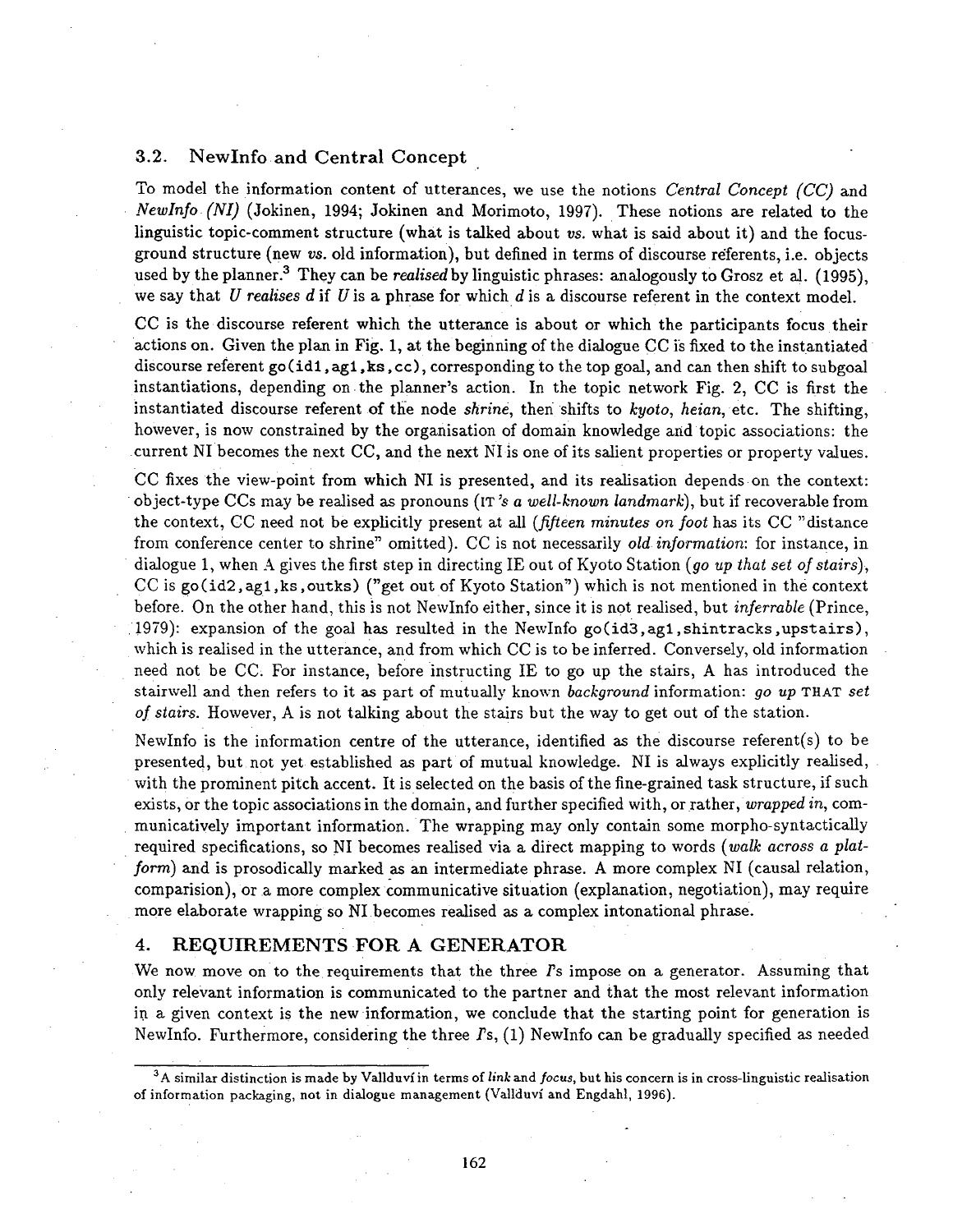### 3.2. NewInfo and Central Concept

To model the information content of utterances, we use the notions *Central Concept (CC)* and *NewInfo (NI)* (Jokinen, 1994; Jokinen and Morimoto, 1997). These notions are related to the linguistic topic-comment structure (what is talked about *vs.* what is said about it) and the focus-ground structure (new *vs.* old information), but defined in terms of discourse referents, i.e. objects used by the planner.[3] They can be *realised* by linguistic phrases: analogously to Grosz et al. (1995), we say that *U realises d* if *U* is a phrase for which *d* is a discourse referent in the context model.

CC is the discourse referent which the utterance is about or which the participants focus their actions on. Given the plan in Fig. 1, at the beginning of the dialogue CC is fixed to the instantiated discourse referent `go(id1,ag1,ks,cc)`, corresponding to the top goal, and can then shift to subgoal instantiations, depending on the planner's action. In the topic network Fig. 2, CC is first the instantiated discourse referent of the node *shrine*, then shifts to *kyoto*, *heian*, etc. The shifting, however, is now constrained by the organisation of domain knowledge and topic associations: the current NI becomes the next CC, and the next NI is one of its salient properties or property values.

CC fixes the view-point from which NI is presented, and its realisation depends on the context: object-type CCs may be realised as pronouns (IT *'s a well-known landmark*), but if recoverable from the context, CC need not be explicitly present at all (*fifteen minutes on foot* has its CC "distance from conference center to shrine" omitted). CC is not necessarily *old information*: for instance, in dialogue 1, when A gives the first step in directing IE out of Kyoto Station (*go up that set of stairs*), CC is `go(id2,ag1,ks,outks)` ("get out of Kyoto Station") which is not mentioned in the context before. On the other hand, this is not NewInfo either, since it is not realised, but *inferrable* (Prince, 1979): expansion of the goal has resulted in the NewInfo `go(id3,ag1,shintracks,upstairs)`, which is realised in the utterance, and from which CC is to be inferred. Conversely, old information need not be CC. For instance, before instructing IE to go up the stairs, A has introduced the stairwell and then refers to it as part of mutually known *background* information: *go up* THAT *set of stairs*. However, A is not talking about the stairs but the way to get out of the station.

NewInfo is the information centre of the utterance, identified as the discourse referent(s) to be presented, but not yet established as part of mutual knowledge. NI is always explicitly realised, with the prominent pitch accent. It is selected on the basis of the fine-grained task structure, if such exists, or the topic associations in the domain, and further specified with, or rather, *wrapped in*, communicatively important information. The wrapping may only contain some morpho-syntactically required specifications, so NI becomes realised via a direct mapping to words (*walk across a platform*) and is prosodically marked as an intermediate phrase. A more complex NI (causal relation, comparision), or a more complex communicative situation (explanation, negotiation), may require more elaborate wrapping so NI becomes realised as a complex intonational phrase.

## 4. REQUIREMENTS FOR A GENERATOR

We now move on to the requirements that the three *I*s impose on a generator. Assuming that only relevant information is communicated to the partner and that the most relevant information in a given context is the new information, we conclude that the starting point for generation is NewInfo. Furthermore, considering the three *I*s, (1) NewInfo can be gradually specified as needed

---

[3] A similar distinction is made by Vallduví in terms of *link* and *focus*, but his concern is in cross-linguistic realisation of information packaging, not in dialogue management (Vallduví and Engdahl, 1996).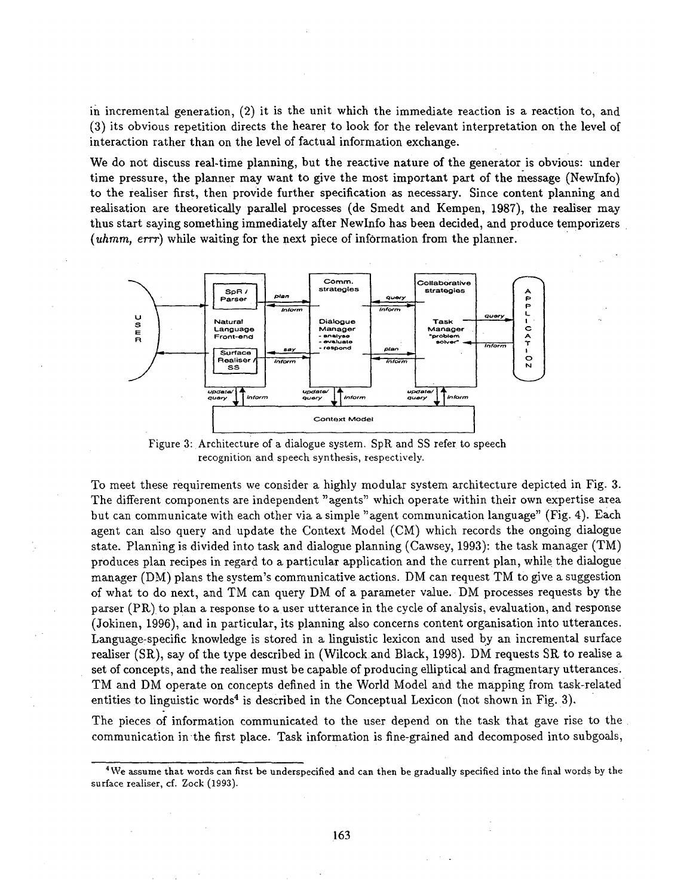in incremental generation, (2) it is the unit which the immediate reaction is a reaction to, and (3) its obvious repetition directs the hearer to look for the relevant interpretation on the level of interaction rather than on the level of factual information exchange.

We do not discuss real-time planning, but the reactive nature of the generator is obvious: under time pressure, the planner may want to give the most important part of the message (NewInfo) to the realiser first, then provide further specification as necessary. Since content planning and realisation are theoretically parallel processes (de Smedt and Kempen, 1987), the realiser may thus start saying something immediately after NewInfo has been decided, and produce temporizers (*uhmm, errr*) while waiting for the next piece of information from the planner.

Figure 3: Architecture of a dialogue system. SpR and SS refer to speech recognition and speech synthesis, respectively.

To meet these requirements we consider a highly modular system architecture depicted in Fig. 3. The different components are independent "agents" which operate within their own expertise area but can communicate with each other via a simple "agent communication language" (Fig. 4). Each agent can also query and update the Context Model (CM) which records the ongoing dialogue state. Planning is divided into task and dialogue planning (Cawsey, 1993): the task manager (TM) produces plan recipes in regard to a particular application and the current plan, while the dialogue manager (DM) plans the system's communicative actions. DM can request TM to give a suggestion of what to do next, and TM can query DM of a parameter value. DM processes requests by the parser (PR) to plan a response to a user utterance in the cycle of analysis, evaluation, and response (Jokinen, 1996), and in particular, its planning also concerns content organisation into utterances. Language-specific knowledge is stored in a linguistic lexicon and used by an incremental surface realiser (SR), say of the type described in (Wilcock and Black, 1998). DM requests SR to realise a set of concepts, and the realiser must be capable of producing elliptical and fragmentary utterances. TM and DM operate on concepts defined in the World Model and the mapping from task-related entities to linguistic words[4] is described in the Conceptual Lexicon (not shown in Fig. 3).

The pieces of information communicated to the user depend on the task that gave rise to the communication in the first place. Task information is fine-grained and decomposed into subgoals,

[4]We assume that words can first be underspecified and can then be gradually specified into the final words by the surface realiser, cf. Zock (1993).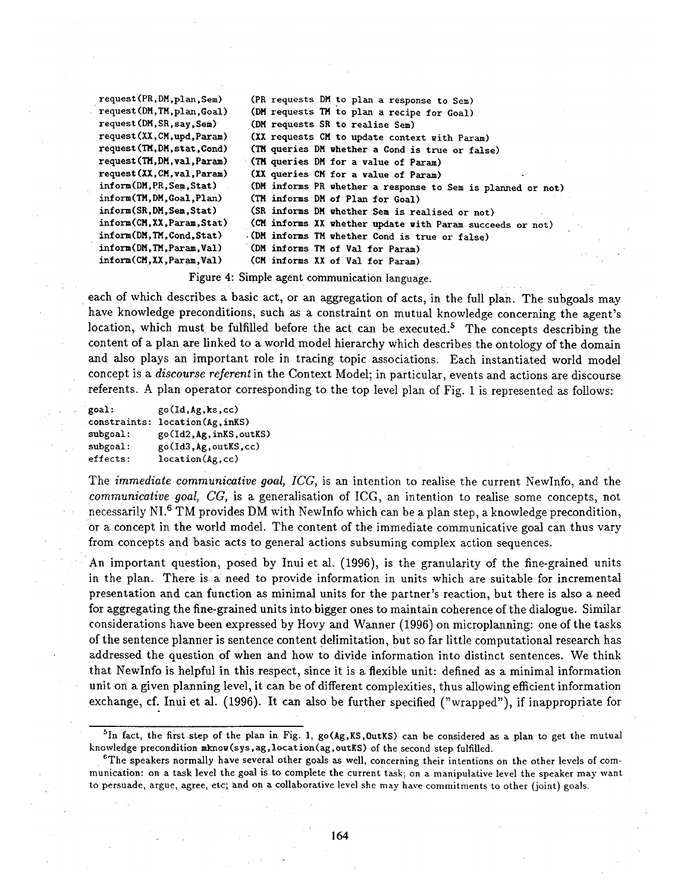```
request(PR,DM,plan,Sem)      (PR requests DM to plan a response to Sem)
request(DM,TM,plan,Goal)     (DM requests TM to plan a recipe for Goal)
request(DM,SR,say,Sem)       (DM requests SR to realise Sem)
request(XX,CM,upd,Param)     (XX requests CM to update context with Param)
request(TM,DM,stat,Cond)     (TM queries DM whether a Cond is true or false)
request(TM,DM,val,Param)     (TM queries DM for a value of Param)
request(XX,CM,val,Param)     (XX queries CM for a value of Param)
inform(DM,PR,Sem,Stat)       (DM informs PR whether a response to Sem is planned or not)
inform(TM,DM,Goal,Plan)      (TM informs DM of Plan for Goal)
inform(SR,DM,Sem,Stat)       (SR informs DM whether Sem is realised or not)
inform(CM,XX,Param,Stat)     (CM informs XX whether update with Param succeeds or not)
inform(DM,TM,Cond,Stat)      (DM informs TM whether Cond is true or false)
inform(DM,TM,Param,Val)      (DM informs TM of Val for Param)
inform(CM,XX,Param,Val)      (CM informs XX of Val for Param)
```

Figure 4: Simple agent communication language.

each of which describes a basic act, or an aggregation of acts, in the full plan. The subgoals may have knowledge preconditions, such as a constraint on mutual knowledge concerning the agent's location, which must be fulfilled before the act can be executed.[5] The concepts describing the content of a plan are linked to a world model hierarchy which describes the ontology of the domain and also plays an important role in tracing topic associations. Each instantiated world model concept is a *discourse referent* in the Context Model; in particular, events and actions are discourse referents. A plan operator corresponding to the top level plan of Fig. 1 is represented as follows:

```
goal:         go(Id,Ag,ks,cc)
constraints:  location(Ag,inKS)
subgoal:      go(Id2,Ag,inKS,outKS)
subgoal:      go(Id3,Ag,outKS,cc)
effects:      location(Ag,cc)
```

The *immediate communicative goal, ICG,* is an intention to realise the current NewInfo, and the *communicative goal, CG,* is a generalisation of ICG, an intention to realise some concepts, not necessarily NI.[6] TM provides DM with NewInfo which can be a plan step, a knowledge precondition, or a concept in the world model. The content of the immediate communicative goal can thus vary from concepts and basic acts to general actions subsuming complex action sequences.

An important question, posed by Inui et al. (1996), is the granularity of the fine-grained units in the plan. There is a need to provide information in units which are suitable for incremental presentation and can function as minimal units for the partner's reaction, but there is also a need for aggregating the fine-grained units into bigger ones to maintain coherence of the dialogue. Similar considerations have been expressed by Hovy and Wanner (1996) on microplanning: one of the tasks of the sentence planner is sentence content delimitation, but so far little computational research has addressed the question of when and how to divide information into distinct sentences. We think that NewInfo is helpful in this respect, since it is a flexible unit: defined as a minimal information unit on a given planning level, it can be of different complexities, thus allowing efficient information exchange, cf. Inui et al. (1996). It can also be further specified ("wrapped"), if inappropriate for

[5] In fact, the first step of the plan in Fig. 1, go(Ag,KS,OutKS) can be considered as a plan to get the mutual knowledge precondition mknow(sys,ag,location(ag,outKS) of the second step fulfilled.

[6] The speakers normally have several other goals as well, concerning their intentions on the other levels of communication: on a task level the goal is to complete the current task; on a manipulative level the speaker may want to persuade, argue, agree, etc; and on a collaborative level she may have commitments to other (joint) goals.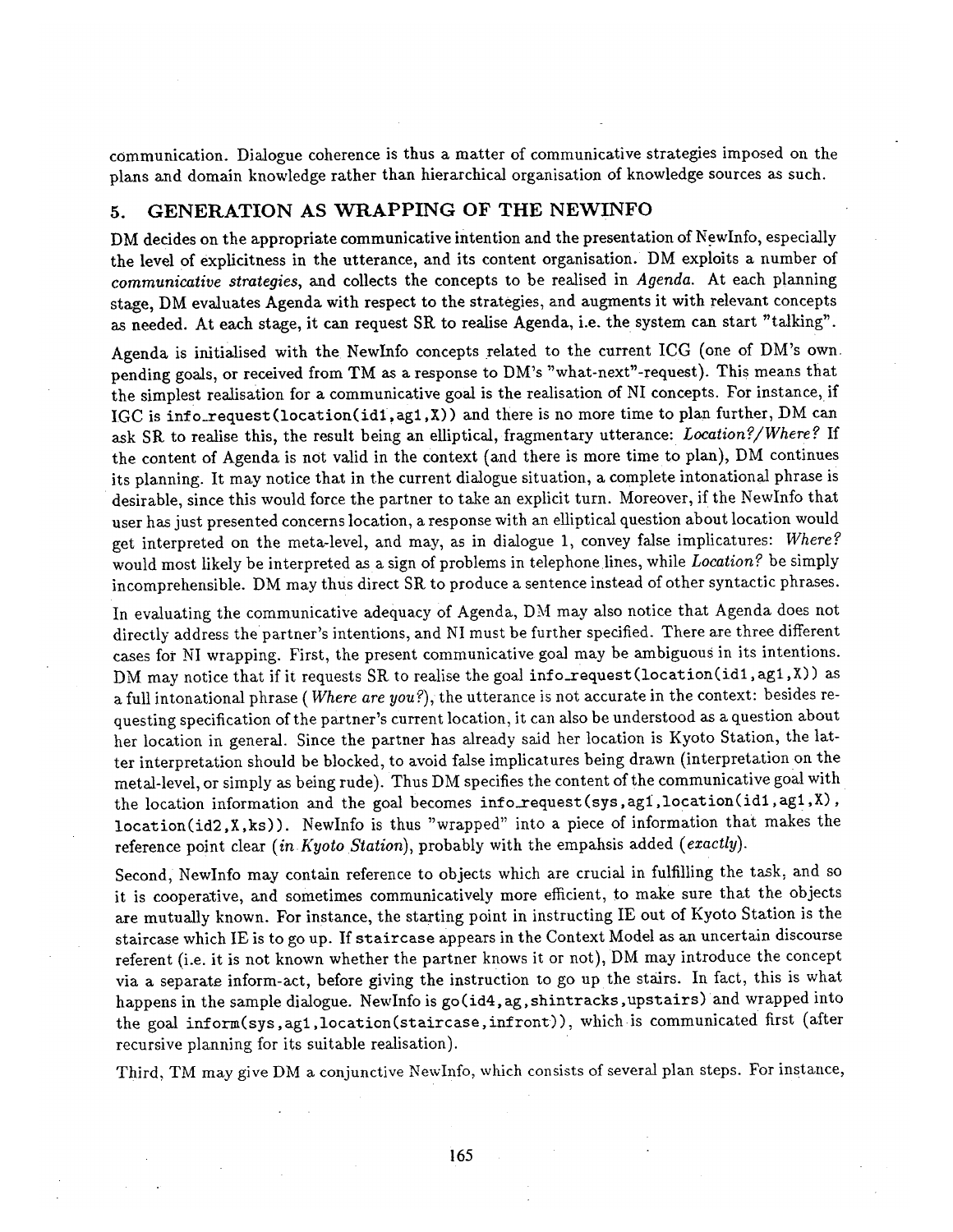communication. Dialogue coherence is thus a matter of communicative strategies imposed on the plans and domain knowledge rather than hierarchical organisation of knowledge sources as such.

## 5. GENERATION AS WRAPPING OF THE NEWINFO

DM decides on the appropriate communicative intention and the presentation of NewInfo, especially the level of explicitness in the utterance, and its content organisation. DM exploits a number of *communicative strategies*, and collects the concepts to be realised in *Agenda*. At each planning stage, DM evaluates Agenda with respect to the strategies, and augments it with relevant concepts as needed. At each stage, it can request SR to realise Agenda, i.e. the system can start "talking".

Agenda is initialised with the NewInfo concepts related to the current ICG (one of DM's own pending goals, or received from TM as a response to DM's "what-next"-request). This means that the simplest realisation for a communicative goal is the realisation of NI concepts. For instance, if IGC is `info_request(location(id1,ag1,X))` and there is no more time to plan further, DM can ask SR to realise this, the result being an elliptical, fragmentary utterance: *Location?/Where?* If the content of Agenda is not valid in the context (and there is more time to plan), DM continues its planning. It may notice that in the current dialogue situation, a complete intonational phrase is desirable, since this would force the partner to take an explicit turn. Moreover, if the NewInfo that user has just presented concerns location, a response with an elliptical question about location would get interpreted on the meta-level, and may, as in dialogue 1, convey false implicatures: *Where?* would most likely be interpreted as a sign of problems in telephone lines, while *Location?* be simply incomprehensible. DM may thus direct SR to produce a sentence instead of other syntactic phrases.

In evaluating the communicative adequacy of Agenda, DM may also notice that Agenda does not directly address the partner's intentions, and NI must be further specified. There are three different cases for NI wrapping. First, the present communicative goal may be ambiguous in its intentions. DM may notice that if it requests SR to realise the goal `info_request(location(id1,ag1,X))` as a full intonational phrase (*Where are you?*), the utterance is not accurate in the context: besides requesting specification of the partner's current location, it can also be understood as a question about her location in general. Since the partner has already said her location is Kyoto Station, the latter interpretation should be blocked, to avoid false implicatures being drawn (interpretation on the metal-level, or simply as being rude). Thus DM specifies the content of the communicative goal with the location information and the goal becomes `info_request(sys,ag1,location(id1,ag1,X), location(id2,X,ks))`. NewInfo is thus "wrapped" into a piece of information that makes the reference point clear (*in Kyoto Station*), probably with the empahsis added (*exactly*).

Second, NewInfo may contain reference to objects which are crucial in fulfilling the task, and so it is cooperative, and sometimes communicatively more efficient, to make sure that the objects are mutually known. For instance, the starting point in instructing IE out of Kyoto Station is the staircase which IE is to go up. If `staircase` appears in the Context Model as an uncertain discourse referent (i.e. it is not known whether the partner knows it or not), DM may introduce the concept via a separate inform-act, before giving the instruction to go up the stairs. In fact, this is what happens in the sample dialogue. NewInfo is `go(id4,ag,shintracks,upstairs)` and wrapped into the goal `inform(sys,ag1,location(staircase,infront))`, which is communicated first (after recursive planning for its suitable realisation).

Third, TM may give DM a conjunctive NewInfo, which consists of several plan steps. For instance,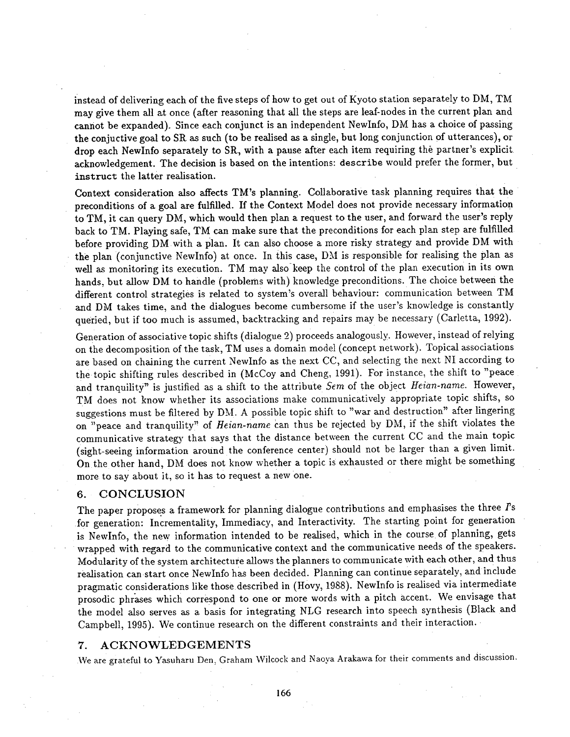instead of delivering each of the five steps of how to get out of Kyoto station separately to DM, TM may give them all at once (after reasoning that all the steps are leaf-nodes in the current plan and cannot be expanded). Since each conjunct is an independent NewInfo, DM has a choice of passing the conjuctive goal to SR as such (to be realised as a single, but long conjunction of utterances), or drop each NewInfo separately to SR, with a pause after each item requiring the partner's explicit acknowledgement. The decision is based on the intentions: `describe` would prefer the former, but `instruct` the latter realisation.

Context consideration also affects TM's planning. Collaborative task planning requires that the preconditions of a goal are fulfilled. If the Context Model does not provide necessary information to TM, it can query DM, which would then plan a request to the user, and forward the user's reply back to TM. Playing safe, TM can make sure that the preconditions for each plan step are fulfilled before providing DM with a plan. It can also choose a more risky strategy and provide DM with the plan (conjunctive NewInfo) at once. In this case, DM is responsible for realising the plan as well as monitoring its execution. TM may also keep the control of the plan execution in its own hands, but allow DM to handle (problems with) knowledge preconditions. The choice between the different control strategies is related to system's overall behaviour: communication between TM and DM takes time, and the dialogues become cumbersome if the user's knowledge is constantly queried, but if too much is assumed, backtracking and repairs may be necessary (Carletta, 1992).

Generation of associative topic shifts (dialogue 2) proceeds analogously. However, instead of relying on the decomposition of the task, TM uses a domain model (concept network). Topical associations are based on chaining the current NewInfo as the next CC, and selecting the next NI according to the topic shifting rules described in (McCoy and Cheng, 1991). For instance, the shift to "peace and tranquility" is justified as a shift to the attribute *Sem* of the object *Heian-name*. However, TM does not know whether its associations make communicatively appropriate topic shifts, so suggestions must be filtered by DM. A possible topic shift to "war and destruction" after lingering on "peace and tranquility" of *Heian-name* can thus be rejected by DM, if the shift violates the communicative strategy that says that the distance between the current CC and the main topic (sight-seeing information around the conference center) should not be larger than a given limit. On the other hand, DM does not know whether a topic is exhausted or there might be something more to say about it, so it has to request a new one.

## 6. CONCLUSION

The paper proposes a framework for planning dialogue contributions and emphasises the three *I*'s for generation: Incrementality, Immediacy, and Interactivity. The starting point for generation is NewInfo, the new information intended to be realised, which in the course of planning, gets wrapped with regard to the communicative context and the communicative needs of the speakers. Modularity of the system architecture allows the planners to communicate with each other, and thus realisation can start once NewInfo has been decided. Planning can continue separately, and include pragmatic considerations like those described in (Hovy, 1988). NewInfo is realised via intermediate prosodic phrases which correspond to one or more words with a pitch accent. We envisage that the model also serves as a basis for integrating NLG research into speech synthesis (Black and Campbell, 1995). We continue research on the different constraints and their interaction.

## 7. ACKNOWLEDGEMENTS

We are grateful to Yasuharu Den, Graham Wilcock and Naoya Arakawa for their comments and discussion.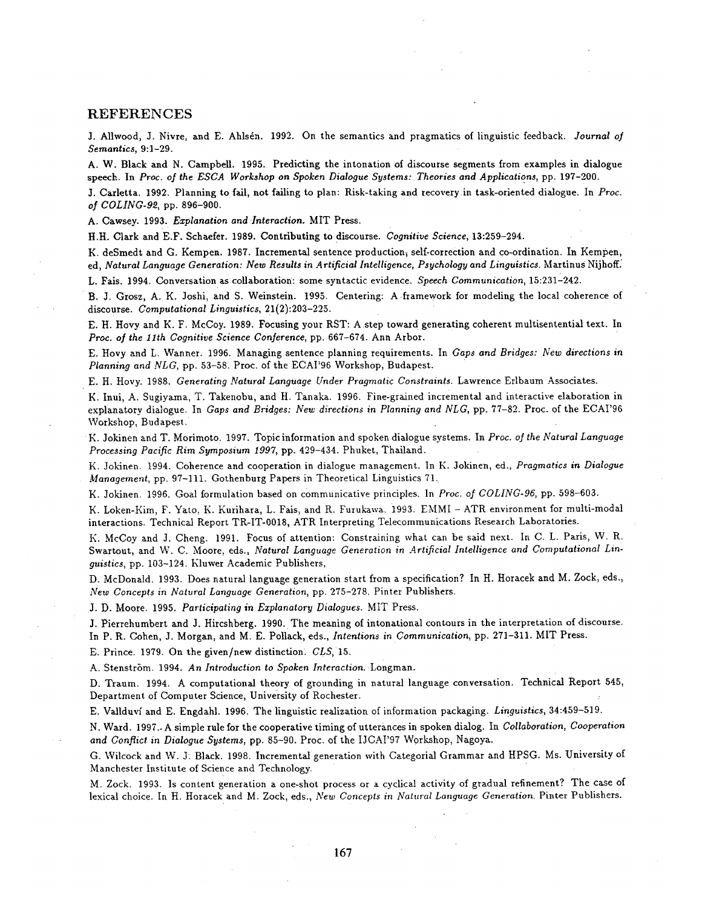## REFERENCES

J. Allwood, J. Nivre, and E. Ahlsén. 1992. On the semantics and pragmatics of linguistic feedback. *Journal of Semantics*, 9:1–29.

A. W. Black and N. Campbell. 1995. Predicting the intonation of discourse segments from examples in dialogue speech. In *Proc. of the ESCA Workshop on Spoken Dialogue Systems: Theories and Applications*, pp. 197–200.

J. Carletta. 1992. Planning to fail, not failing to plan: Risk-taking and recovery in task-oriented dialogue. In *Proc. of COLING-92*, pp. 896–900.

A. Cawsey. 1993. *Explanation and Interaction.* MIT Press.

H.H. Clark and E.F. Schaefer. 1989. Contributing to discourse. *Cognitive Science*, 13:259–294.

K. deSmedt and G. Kempen. 1987. Incremental sentence production, self-correction and co-ordination. In Kempen, ed, *Natural Language Generation: New Results in Artificial Intelligence, Psychology and Linguistics.* Martinus Nijhoff.

L. Fais. 1994. Conversation as collaboration: some syntactic evidence. *Speech Communication*, 15:231–242.

B. J. Grosz, A. K. Joshi, and S. Weinstein. 1995. Centering: A framework for modeling the local coherence of discourse. *Computational Linguistics*, 21(2):203–225.

E. H. Hovy and K. F. McCoy. 1989. Focusing your RST: A step toward generating coherent multisentential text. In *Proc. of the 11th Cognitive Science Conference*, pp. 667–674. Ann Arbor.

E. Hovy and L. Wanner. 1996. Managing sentence planning requirements. In *Gaps and Bridges: New directions in Planning and NLG*, pp. 53–58. Proc. of the ECAI'96 Workshop, Budapest.

E. H. Hovy. 1988. *Generating Natural Language Under Pragmatic Constraints.* Lawrence Erlbaum Associates.

K. Inui, A. Sugiyama, T. Takenobu, and H. Tanaka. 1996. Fine-grained incremental and interactive elaboration in explanatory dialogue. In *Gaps and Bridges: New directions in Planning and NLG*, pp. 77–82. Proc. of the ECAI'96 Workshop, Budapest.

K. Jokinen and T. Morimoto. 1997. Topic information and spoken dialogue systems. In *Proc. of the Natural Language Processing Pacific Rim Symposium 1997*, pp. 429–434. Phuket, Thailand.

K. Jokinen. 1994. Coherence and cooperation in dialogue management. In K. Jokinen, ed., *Pragmatics in Dialogue Management*, pp. 97–111. Gothenburg Papers in Theoretical Linguistics 71.

K. Jokinen. 1996. Goal formulation based on communicative principles. In *Proc. of COLING-96*, pp. 598–603.

K. Loken-Kim, F. Yato, K. Kurihara, L. Fais, and R. Furukawa. 1993. EMMI – ATR environment for multi-modal interactions. Technical Report TR-IT-0018, ATR Interpreting Telecommunications Research Laboratories.

K. McCoy and J. Cheng. 1991. Focus of attention: Constraining what can be said next. In C. L. Paris, W. R. Swartout, and W. C. Moore, eds., *Natural Language Generation in Artificial Intelligence and Computational Linguistics*, pp. 103–124. Kluwer Academic Publishers.

D. McDonald. 1993. Does natural language generation start from a specification? In H. Horacek and M. Zock, eds., *New Concepts in Natural Language Generation*, pp. 275–278. Pinter Publishers.

J. D. Moore. 1995. *Participating in Explanatory Dialogues.* MIT Press.

J. Pierrehumbert and J. Hircshberg. 1990. The meaning of intonational contours in the interpretation of discourse. In P. R. Cohen, J. Morgan, and M. E. Pollack, eds., *Intentions in Communication*, pp. 271–311. MIT Press.

E. Prince. 1979. On the given/new distinction. *CLS*, 15.

A. Stenström. 1994. *An Introduction to Spoken Interaction.* Longman.

D. Traum. 1994. A computational theory of grounding in natural language conversation. Technical Report 545, Department of Computer Science, University of Rochester.

E. Vallduví and E. Engdahl. 1996. The linguistic realization of information packaging. *Linguistics*, 34:459–519.

N. Ward. 1997. A simple rule for the cooperative timing of utterances in spoken dialog. In *Collaboration, Cooperation and Conflict in Dialogue Systems*, pp. 85–90. Proc. of the IJCAI'97 Workshop, Nagoya.

G. Wilcock and W. J. Black. 1998. Incremental generation with Categorial Grammar and HPSG. Ms. University of Manchester Institute of Science and Technology.

M. Zock. 1993. Is content generation a one-shot process or a cyclical activity of gradual refinement? The case of lexical choice. In H. Horacek and M. Zock, eds., *New Concepts in Natural Language Generation.* Pinter Publishers.